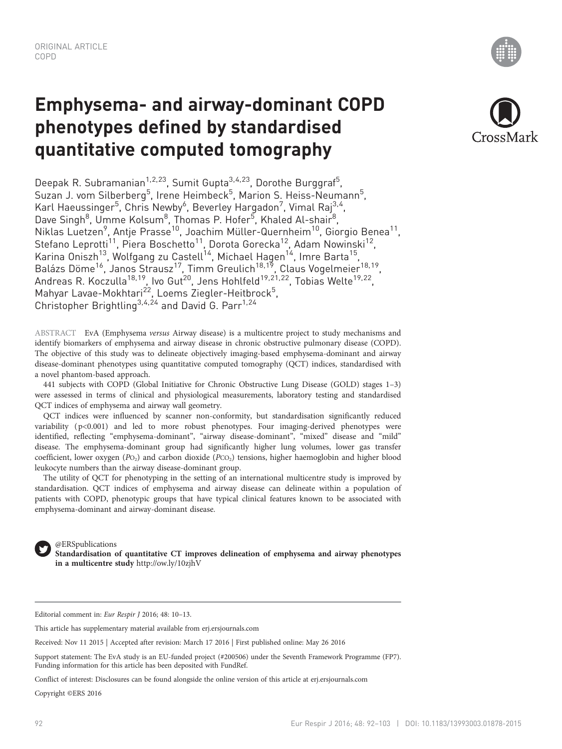ORIGINAL ARTICLE
COPD

# Emphysema- and airway-dominant COPD phenotypes defined by standardised quantitative computed tomography

Deepak R. Subramanian[1,2,23], Sumit Gupta[3,4,23], Dorothe Burggraf[5], Suzan J. vom Silberberg[5], Irene Heimbeck[5], Marion S. Heiss-Neumann[5], Karl Haeussinger[5], Chris Newby[6], Beverley Hargadon[7], Vimal Raj[3,4], Dave Singh[8], Umme Kolsum[8], Thomas P. Hofer[5], Khaled Al-shair[8], Niklas Luetzen[9], Antje Prasse[10], Joachim Müller-Quernheim[10], Giorgio Benea[11], Stefano Leprotti[11], Piera Boschetto[11], Dorota Gorecka[12], Adam Nowinski[12], Karina Oniszh[13], Wolfgang zu Castell[14], Michael Hagen[14], Imre Barta[15], Balázs Döme[16], Janos Strausz[17], Timm Greulich[18,19], Claus Vogelmeier[18,19], Andreas R. Koczulla[18,19], Ivo Gut[20], Jens Hohlfeld[19,21,22], Tobias Welte[19,22], Mahyar Lavae-Mokhtari[22], Loems Ziegler-Heitbrock[5], Christopher Brightling[3,4,24] and David G. Parr[1,24]

ABSTRACT EvA (Emphysema *versus* Airway disease) is a multicentre project to study mechanisms and identify biomarkers of emphysema and airway disease in chronic obstructive pulmonary disease (COPD). The objective of this study was to delineate objectively imaging-based emphysema-dominant and airway disease-dominant phenotypes using quantitative computed tomography (QCT) indices, standardised with a novel phantom-based approach.

441 subjects with COPD (Global Initiative for Chronic Obstructive Lung Disease (GOLD) stages 1–3) were assessed in terms of clinical and physiological measurements, laboratory testing and standardised QCT indices of emphysema and airway wall geometry.

QCT indices were influenced by scanner non-conformity, but standardisation significantly reduced variability ($p<0.001$) and led to more robust phenotypes. Four imaging-derived phenotypes were identified, reflecting "emphysema-dominant", "airway disease-dominant", "mixed" disease and "mild" disease. The emphysema-dominant group had significantly higher lung volumes, lower gas transfer coefficient, lower oxygen ($P_{O_2}$) and carbon dioxide ($P_{CO_2}$) tensions, higher haemoglobin and higher blood leukocyte numbers than the airway disease-dominant group.

The utility of QCT for phenotyping in the setting of an international multicentre study is improved by standardisation. QCT indices of emphysema and airway disease can delineate within a population of patients with COPD, phenotypic groups that have typical clinical features known to be associated with emphysema-dominant and airway-dominant disease.

@ERSpublications
**Standardisation of quantitative CT improves delineation of emphysema and airway phenotypes in a multicentre study** http://ow.ly/10zjhV

Editorial comment in: *Eur Respir J* 2016; 48: 10–13.

This article has supplementary material available from erj.ersjournals.com

Received: Nov 11 2015 | Accepted after revision: March 17 2016 | First published online: May 26 2016

Support statement: The EvA study is an EU-funded project (#200506) under the Seventh Framework Programme (FP7). Funding information for this article has been deposited with FundRef.

Conflict of interest: Disclosures can be found alongside the online version of this article at erj.ersjournals.com

Copyright ©ERS 2016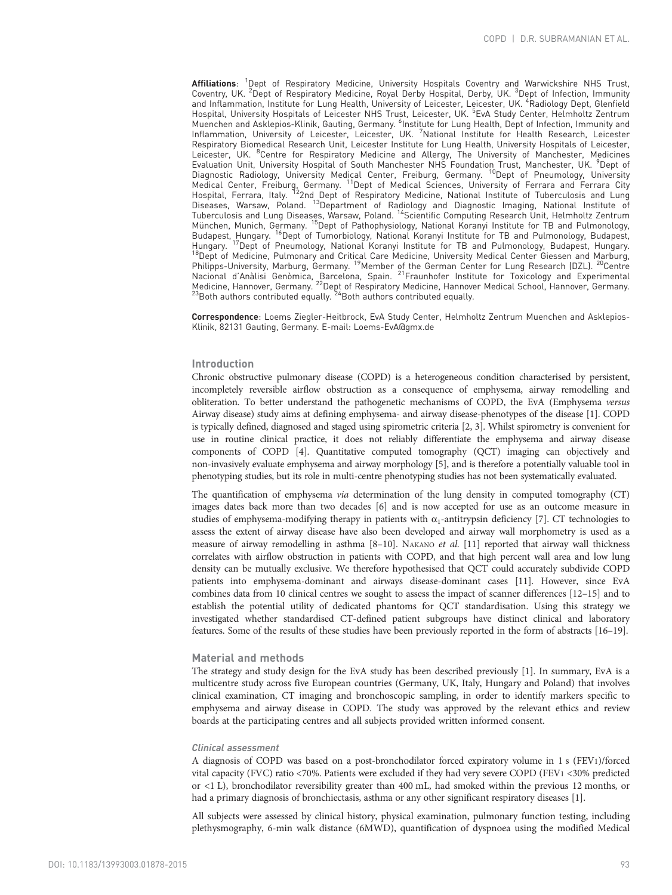**Affiliations**: [1]Dept of Respiratory Medicine, University Hospitals Coventry and Warwickshire NHS Trust, Coventry, UK. [2]Dept of Respiratory Medicine, Royal Derby Hospital, Derby, UK. [3]Dept of Infection, Immunity and Inflammation, Institute for Lung Health, University of Leicester, Leicester, UK. [4]Radiology Dept, Glenfield Hospital, University Hospitals of Leicester NHS Trust, Leicester, UK. [5]EvA Study Center, Helmholtz Zentrum Muenchen and Asklepios-Klinik, Gauting, Germany. [6]Institute for Lung Health, Dept of Infection, Immunity and Inflammation, University of Leicester, Leicester, UK. [7]National Institute for Health Research, Leicester Respiratory Biomedical Research Unit, Leicester Institute for Lung Health, University Hospitals of Leicester, Leicester, UK. [8]Centre for Respiratory Medicine and Allergy, The University of Manchester, Medicines Evaluation Unit, University Hospital of South Manchester NHS Foundation Trust, Manchester, UK. [9]Dept of Diagnostic Radiology, University Medical Center, Freiburg, Germany. [10]Dept of Pneumology, University Medical Center, Freiburg, Germany. [11]Dept of Medical Sciences, University of Ferrara and Ferrara City Hospital, Ferrara, Italy. [12]2nd Dept of Respiratory Medicine, National Institute of Tuberculosis and Lung Diseases, Warsaw, Poland. [13]Department of Radiology and Diagnostic Imaging, National Institute of Tuberculosis and Lung Diseases, Warsaw, Poland. [14]Scientific Computing Research Unit, Helmholtz Zentrum München, Munich, Germany. [15]Dept of Pathophysiology, National Koranyi Institute for TB and Pulmonology, Budapest, Hungary. [16]Dept of Tumorbiology, National Koranyi Institute for TB and Pulmonology, Budapest, Hungary. [17]Dept of Pneumology, National Koranyi Institute for TB and Pulmonology, Budapest, Hungary. [18]Dept of Medicine, Pulmonary and Critical Care Medicine, University Medical Center Giessen and Marburg, Philipps-University, Marburg, Germany. [19]Member of the German Center for Lung Research (DZL). [20]Centre Nacional d'Anàlisi Genòmica, Barcelona, Spain. [21]Fraunhofer Institute for Toxicology and Experimental Medicine, Hannover, Germany. [22]Dept of Respiratory Medicine, Hannover Medical School, Hannover, Germany. [23]Both authors contributed equally. [24]Both authors contributed equally.

**Correspondence**: Loems Ziegler-Heitbrock, EvA Study Center, Helmholtz Zentrum Muenchen and Asklepios-Klinik, 82131 Gauting, Germany. E-mail: Loems-EvA@gmx.de

## Introduction

Chronic obstructive pulmonary disease (COPD) is a heterogeneous condition characterised by persistent, incompletely reversible airflow obstruction as a consequence of emphysema, airway remodelling and obliteration. To better understand the pathogenetic mechanisms of COPD, the EvA (Emphysema *versus* Airway disease) study aims at defining emphysema- and airway disease-phenotypes of the disease [1]. COPD is typically defined, diagnosed and staged using spirometric criteria [2, 3]. Whilst spirometry is convenient for use in routine clinical practice, it does not reliably differentiate the emphysema and airway disease components of COPD [4]. Quantitative computed tomography (QCT) imaging can objectively and non-invasively evaluate emphysema and airway morphology [5], and is therefore a potentially valuable tool in phenotyping studies, but its role in multi-centre phenotyping studies has not been systematically evaluated.

The quantification of emphysema *via* determination of the lung density in computed tomography (CT) images dates back more than two decades [6] and is now accepted for use as an outcome measure in studies of emphysema-modifying therapy in patients with $\alpha_1$-antitrypsin deficiency [7]. CT technologies to assess the extent of airway disease have also been developed and airway wall morphometry is used as a measure of airway remodelling in asthma [8–10]. Nakano *et al.* [11] reported that airway wall thickness correlates with airflow obstruction in patients with COPD, and that high percent wall area and low lung density can be mutually exclusive. We therefore hypothesised that QCT could accurately subdivide COPD patients into emphysema-dominant and airways disease-dominant cases [11]. However, since EvA combines data from 10 clinical centres we sought to assess the impact of scanner differences [12–15] and to establish the potential utility of dedicated phantoms for QCT standardisation. Using this strategy we investigated whether standardised CT-defined patient subgroups have distinct clinical and laboratory features. Some of the results of these studies have been previously reported in the form of abstracts [16–19].

## Material and methods

The strategy and study design for the EvA study has been described previously [1]. In summary, EvA is a multicentre study across five European countries (Germany, UK, Italy, Hungary and Poland) that involves clinical examination, CT imaging and bronchoscopic sampling, in order to identify markers specific to emphysema and airway disease in COPD. The study was approved by the relevant ethics and review boards at the participating centres and all subjects provided written informed consent.

### Clinical assessment

A diagnosis of COPD was based on a post-bronchodilator forced expiratory volume in 1 s ($FEV_1$)/forced vital capacity (FVC) ratio <70%. Patients were excluded if they had very severe COPD ($FEV_1$ <30% predicted or <1 L), bronchodilator reversibility greater than 400 mL, had smoked within the previous 12 months, or had a primary diagnosis of bronchiectasis, asthma or any other significant respiratory diseases [1].

All subjects were assessed by clinical history, physical examination, pulmonary function testing, including plethysmography, 6-min walk distance (6MWD), quantification of dyspnoea using the modified Medical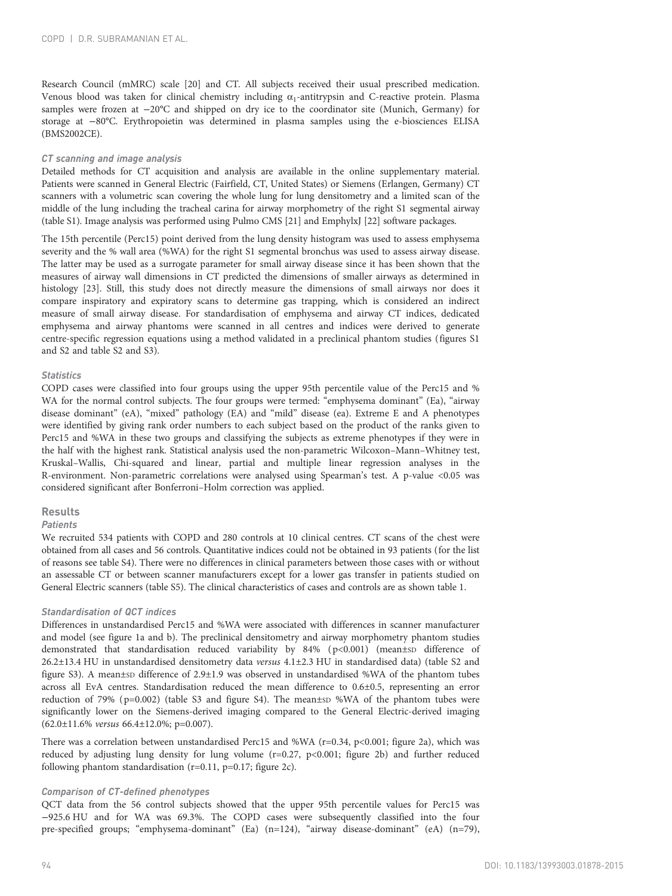Research Council (mMRC) scale [20] and CT. All subjects received their usual prescribed medication. Venous blood was taken for clinical chemistry including $\alpha_1$-antitrypsin and C-reactive protein. Plasma samples were frozen at −20°C and shipped on dry ice to the coordinator site (Munich, Germany) for storage at −80°C. Erythropoietin was determined in plasma samples using the e-biosciences ELISA (BMS2002CE).

### *CT scanning and image analysis*

Detailed methods for CT acquisition and analysis are available in the online supplementary material. Patients were scanned in General Electric (Fairfield, CT, United States) or Siemens (Erlangen, Germany) CT scanners with a volumetric scan covering the whole lung for lung densitometry and a limited scan of the middle of the lung including the tracheal carina for airway morphometry of the right S1 segmental airway (table S1). Image analysis was performed using Pulmo CMS [21] and EmphylxJ [22] software packages.

The 15th percentile (Perc15) point derived from the lung density histogram was used to assess emphysema severity and the % wall area (%WA) for the right S1 segmental bronchus was used to assess airway disease. The latter may be used as a surrogate parameter for small airway disease since it has been shown that the measures of airway wall dimensions in CT predicted the dimensions of smaller airways as determined in histology [23]. Still, this study does not directly measure the dimensions of small airways nor does it compare inspiratory and expiratory scans to determine gas trapping, which is considered an indirect measure of small airway disease. For standardisation of emphysema and airway CT indices, dedicated emphysema and airway phantoms were scanned in all centres and indices were derived to generate centre-specific regression equations using a method validated in a preclinical phantom studies (figures S1 and S2 and table S2 and S3).

### *Statistics*

COPD cases were classified into four groups using the upper 95th percentile value of the Perc15 and % WA for the normal control subjects. The four groups were termed: "emphysema dominant" (Ea), "airway disease dominant" (eA), "mixed" pathology (EA) and "mild" disease (ea). Extreme E and A phenotypes were identified by giving rank order numbers to each subject based on the product of the ranks given to Perc15 and %WA in these two groups and classifying the subjects as extreme phenotypes if they were in the half with the highest rank. Statistical analysis used the non-parametric Wilcoxon–Mann–Whitney test, Kruskal–Wallis, Chi-squared and linear, partial and multiple linear regression analyses in the R-environment. Non-parametric correlations were analysed using Spearman's test. A p-value <0.05 was considered significant after Bonferroni–Holm correction was applied.

## Results

### *Patients*

We recruited 534 patients with COPD and 280 controls at 10 clinical centres. CT scans of the chest were obtained from all cases and 56 controls. Quantitative indices could not be obtained in 93 patients (for the list of reasons see table S4). There were no differences in clinical parameters between those cases with or without an assessable CT or between scanner manufacturers except for a lower gas transfer in patients studied on General Electric scanners (table S5). The clinical characteristics of cases and controls are as shown table 1.

### *Standardisation of QCT indices*

Differences in unstandardised Perc15 and %WA were associated with differences in scanner manufacturer and model (see figure 1a and b). The preclinical densitometry and airway morphometry phantom studies demonstrated that standardisation reduced variability by 84% (p<0.001) (mean±SD difference of 26.2±13.4 HU in unstandardised densitometry data *versus* 4.1±2.3 HU in standardised data) (table S2 and figure S3). A mean±SD difference of 2.9±1.9 was observed in unstandardised %WA of the phantom tubes across all EvA centres. Standardisation reduced the mean difference to 0.6±0.5, representing an error reduction of 79% (p=0.002) (table S3 and figure S4). The mean±SD %WA of the phantom tubes were significantly lower on the Siemens-derived imaging compared to the General Electric-derived imaging (62.0±11.6% *versus* 66.4±12.0%; p=0.007).

There was a correlation between unstandardised Perc15 and %WA (r=0.34, p<0.001; figure 2a), which was reduced by adjusting lung density for lung volume (r=0.27, p<0.001; figure 2b) and further reduced following phantom standardisation (r=0.11, p=0.17; figure 2c).

### *Comparison of CT-defined phenotypes*

QCT data from the 56 control subjects showed that the upper 95th percentile values for Perc15 was −925.6 HU and for WA was 69.3%. The COPD cases were subsequently classified into the four pre-specified groups; "emphysema-dominant" (Ea) (n=124), "airway disease-dominant" (eA) (n=79),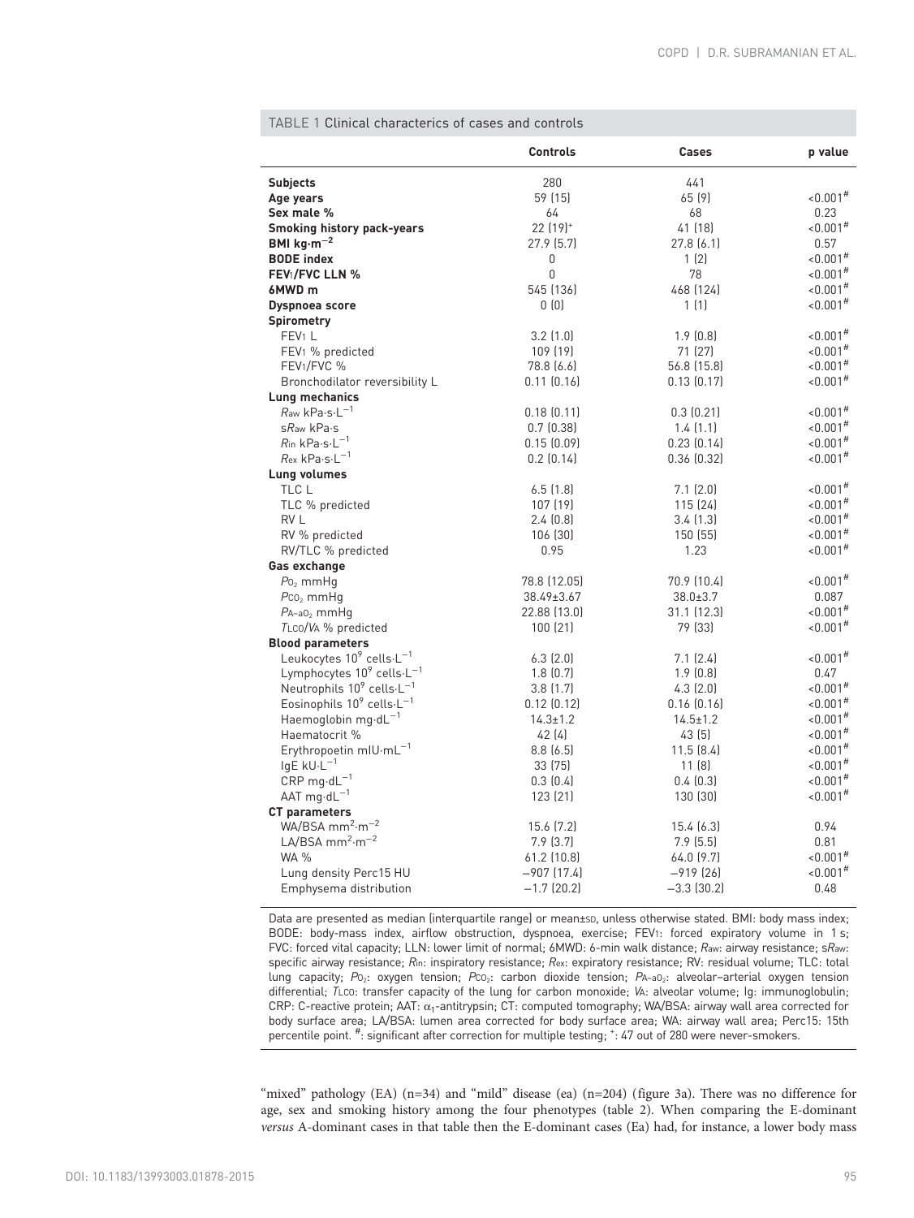TABLE 1 Clinical characterics of cases and controls

| | Controls | Cases | p value |
|---|---|---|---|
| **Subjects** | 280 | 441 | |
| **Age years** | 59 (15) | 65 (9) | <0.001[#] |
| **Sex male %** | 64 | 68 | 0.23 |
| **Smoking history pack-years** | 22 (19)[+] | 41 (18) | <0.001[#] |
| **BMI kg·m$^{-2}$** | 27.9 (5.7) | 27.8 (6.1) | 0.57 |
| **BODE index** | 0 | 1 (2) | <0.001[#] |
| **FEV$_1$/FVC LLN %** | 0 | 78 | <0.001[#] |
| **6MWD m** | 545 (136) | 468 (124) | <0.001[#] |
| **Dyspnoea score** | 0 (0) | 1 (1) | <0.001[#] |
| **Spirometry** | | | |
| FEV$_1$ L | 3.2 (1.0) | 1.9 (0.8) | <0.001[#] |
| FEV$_1$ % predicted | 109 (19) | 71 (27) | <0.001[#] |
| FEV$_1$/FVC % | 78.8 (6.6) | 56.8 (15.8) | <0.001[#] |
| Bronchodilator reversibility L | 0.11 (0.16) | 0.13 (0.17) | <0.001[#] |
| **Lung mechanics** | | | |
| $R_{aw}$ kPa·s·L$^{-1}$ | 0.18 (0.11) | 0.3 (0.21) | <0.001[#] |
| s$R_{aw}$ kPa·s | 0.7 (0.38) | 1.4 (1.1) | <0.001[#] |
| $R_{in}$ kPa·s·L$^{-1}$ | 0.15 (0.09) | 0.23 (0.14) | <0.001[#] |
| $R_{ex}$ kPa·s·L$^{-1}$ | 0.2 (0.14) | 0.36 (0.32) | <0.001[#] |
| **Lung volumes** | | | |
| TLC L | 6.5 (1.8) | 7.1 (2.0) | <0.001[#] |
| TLC % predicted | 107 (19) | 115 (24) | <0.001[#] |
| RV L | 2.4 (0.8) | 3.4 (1.3) | <0.001[#] |
| RV % predicted | 106 (30) | 150 (55) | <0.001[#] |
| RV/TLC % predicted | 0.95 | 1.23 | <0.001[#] |
| **Gas exchange** | | | |
| $P_{O_2}$ mmHg | 78.8 (12.05) | 70.9 (10.4) | <0.001[#] |
| $P_{CO_2}$ mmHg | 38.49±3.67 | 38.0±3.7 | 0.087 |
| $P_{A-aO_2}$ mmHg | 22.88 (13.0) | 31.1 (12.3) | <0.001[#] |
| $T_{LCO}/V_A$ % predicted | 100 (21) | 79 (33) | <0.001[#] |
| **Blood parameters** | | | |
| Leukocytes $10^9$ cells·L$^{-1}$ | 6.3 (2.0) | 7.1 (2.4) | <0.001[#] |
| Lymphocytes $10^9$ cells·L$^{-1}$ | 1.8 (0.7) | 1.9 (0.8) | 0.47 |
| Neutrophils $10^9$ cells·L$^{-1}$ | 3.8 (1.7) | 4.3 (2.0) | <0.001[#] |
| Eosinophils $10^9$ cells·L$^{-1}$ | 0.12 (0.12) | 0.16 (0.16) | <0.001[#] |
| Haemoglobin mg·dL$^{-1}$ | 14.3±1.2 | 14.5±1.2 | <0.001[#] |
| Haematocrit % | 42 (4) | 43 (5) | <0.001[#] |
| Erythropoetin mIU·mL$^{-1}$ | 8.8 (6.5) | 11.5 (8.4) | <0.001[#] |
| IgE kU·L$^{-1}$ | 33 (75) | 11 (8) | <0.001[#] |
| CRP mg·dL$^{-1}$ | 0.3 (0.4) | 0.4 (0.3) | <0.001[#] |
| AAT mg·dL$^{-1}$ | 123 (21) | 130 (30) | <0.001[#] |
| **CT parameters** | | | |
| WA/BSA mm$^2$·m$^{-2}$ | 15.6 (7.2) | 15.4 (6.3) | 0.94 |
| LA/BSA mm$^2$·m$^{-2}$ | 7.9 (3.7) | 7.9 (5.5) | 0.81 |
| WA % | 61.2 (10.8) | 64.0 (9.7) | <0.001[#] |
| Lung density Perc15 HU | −907 (17.4) | −919 (26) | <0.001[#] |
| Emphysema distribution | −1.7 (20.2) | −3.3 (30.2) | 0.48 |

Data are presented as median (interquartile range) or mean±SD, unless otherwise stated. BMI: body mass index; BODE: body-mass index, airflow obstruction, dyspnoea, exercise; FEV$_1$: forced expiratory volume in 1 s; FVC: forced vital capacity; LLN: lower limit of normal; 6MWD: 6-min walk distance; $R_{aw}$: airway resistance; s$R_{aw}$: specific airway resistance; $R_{in}$: inspiratory resistance; $R_{ex}$: expiratory resistance; RV: residual volume; TLC: total lung capacity; $P_{O_2}$: oxygen tension; $P_{CO_2}$: carbon dioxide tension; $P_{A-aO_2}$: alveolar–arterial oxygen tension differential; $T_{LCO}$: transfer capacity of the lung for carbon monoxide; $V_A$: alveolar volume; Ig: immunoglobulin; CRP: C-reactive protein; AAT: $\alpha_1$-antitrypsin; CT: computed tomography; WA/BSA: airway wall area corrected for body surface area; LA/BSA: lumen area corrected for body surface area; WA: airway wall area; Perc15: 15th percentile point. #: significant after correction for multiple testing; +: 47 out of 280 were never-smokers.

"mixed" pathology (EA) (n=34) and "mild" disease (ea) (n=204) (figure 3a). There was no difference for age, sex and smoking history among the four phenotypes (table 2). When comparing the E-dominant *versus* A-dominant cases in that table then the E-dominant cases (Ea) had, for instance, a lower body mass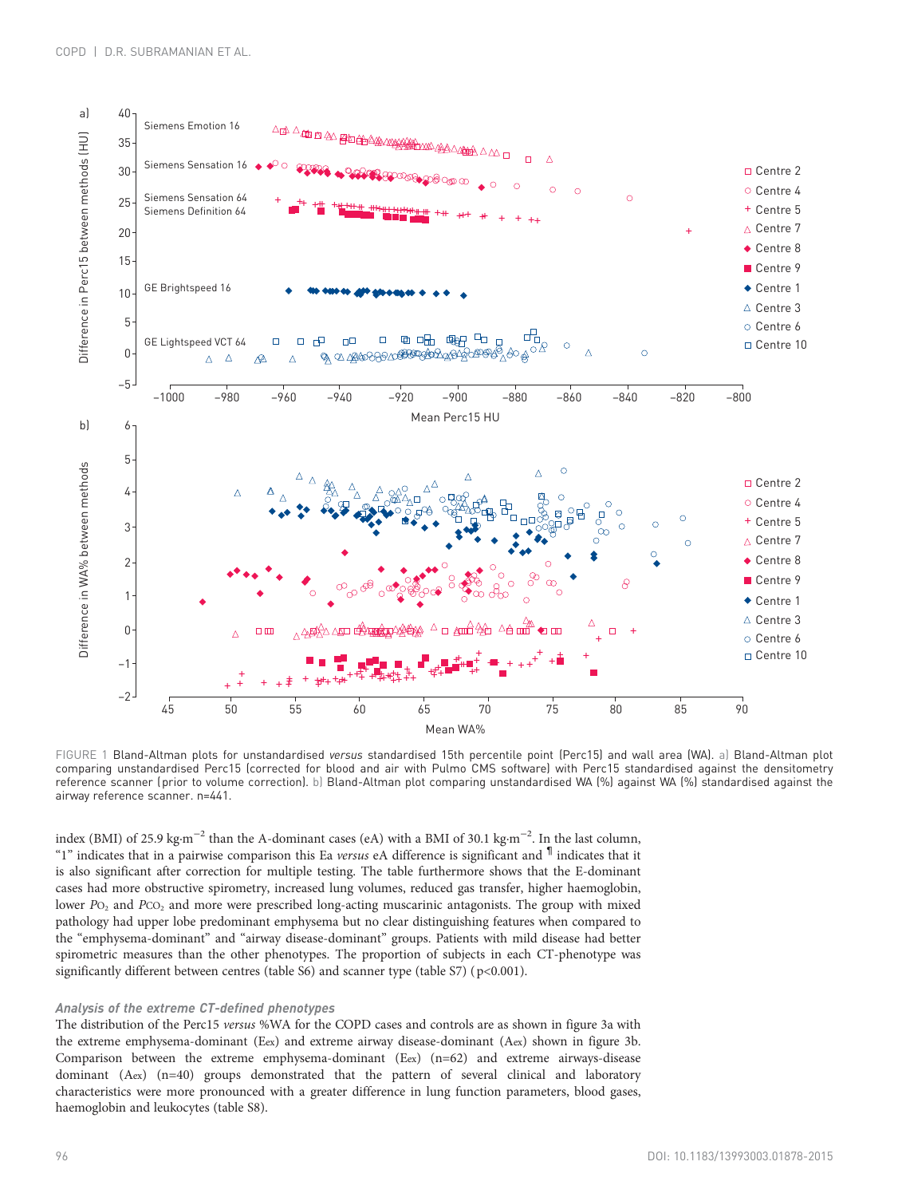FIGURE 1 Bland–Altman plots for unstandardised *versus* standardised 15th percentile point (Perc15) and wall area (WA). a) Bland–Altman plot comparing unstandardised Perc15 (corrected for blood and air with Pulmo CMS software) with Perc15 standardised against the densitometry reference scanner (prior to volume correction). b) Bland–Altman plot comparing unstandardised WA (%) against WA (%) standardised against the airway reference scanner. n=441.

index (BMI) of 25.9 kg·m$^{-2}$ than the A-dominant cases (eA) with a BMI of 30.1 kg·m$^{-2}$. In the last column, "1" indicates that in a pairwise comparison this Ea *versus* eA difference is significant and ¶ indicates that it is also significant after correction for multiple testing. The table furthermore shows that the E-dominant cases had more obstructive spirometry, increased lung volumes, reduced gas transfer, higher haemoglobin, lower $P_{O_2}$ and $P_{CO_2}$ and more were prescribed long-acting muscarinic antagonists. The group with mixed pathology had upper lobe predominant emphysema but no clear distinguishing features when compared to the "emphysema-dominant" and "airway disease-dominant" groups. Patients with mild disease had better spirometric measures than the other phenotypes. The proportion of subjects in each CT-phenotype was significantly different between centres (table S6) and scanner type (table S7) ($p<0.001$).

### *Analysis of the extreme CT-defined phenotypes*

The distribution of the Perc15 *versus* %WA for the COPD cases and controls are as shown in figure 3a with the extreme emphysema-dominant (Eex) and extreme airway disease-dominant (Aex) shown in figure 3b. Comparison between the extreme emphysema-dominant (Eex) (n=62) and extreme airways-disease dominant (Aex) (n=40) groups demonstrated that the pattern of several clinical and laboratory characteristics were more pronounced with a greater difference in lung function parameters, blood gases, haemoglobin and leukocytes (table S8).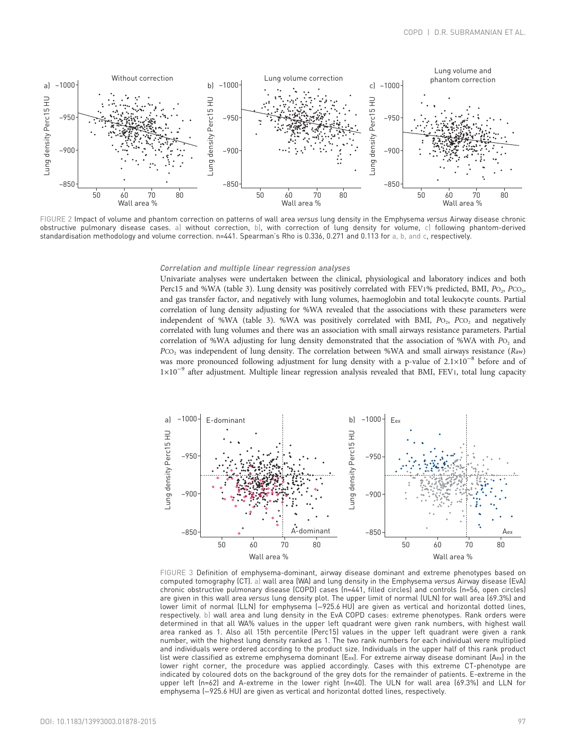FIGURE 2 Impact of volume and phantom correction on patterns of wall area *versus* lung density in the Emphysema *versus* Airway disease chronic obstructive pulmonary disease cases. a) without correction, b), with correction of lung density for volume, c) following phantom-derived standardisation methodology and volume correction. n=441. Spearman's Rho is 0.336, 0.271 and 0.113 for a, b, and c, respectively.

### *Correlation and multiple linear regression analyses*

Univariate analyses were undertaken between the clinical, physiological and laboratory indices and both Perc15 and %WA (table 3). Lung density was positively correlated with FEV1% predicted, BMI, $P_{O_2}$, $P_{CO_2}$, and gas transfer factor, and negatively with lung volumes, haemoglobin and total leukocyte counts. Partial correlation of lung density adjusting for %WA revealed that the associations with these parameters were independent of %WA (table 3). %WA was positively correlated with BMI, $P_{O_2}$, $P_{CO_2}$ and negatively correlated with lung volumes and there was an association with small airways resistance parameters. Partial correlation of %WA adjusting for lung density demonstrated that the association of %WA with $P_{O_2}$ and $P_{CO_2}$ was independent of lung density. The correlation between %WA and small airways resistance ($R_{aw}$) was more pronounced following adjustment for lung density with a p-value of $2.1\times10^{-8}$ before and of $1\times10^{-9}$ after adjustment. Multiple linear regression analysis revealed that BMI, FEV1, total lung capacity

FIGURE 3 Definition of emphysema-dominant, airway disease dominant and extreme phenotypes based on computed tomography (CT). a) wall area (WA) and lung density in the Emphysema *versus* Airway disease (EvA) chronic obstructive pulmonary disease (COPD) cases (n=441, filled circles) and controls (n=56, open circles) are given in this wall area *versus* lung density plot. The upper limit of normal (ULN) for wall area (69.3%) and lower limit of normal (LLN) for emphysema (−925.6 HU) are given as vertical and horizontal dotted lines, respectively. b) wall area and lung density in the EvA COPD cases: extreme phenotypes. Rank orders were determined in that all WA% values in the upper left quadrant were given rank numbers, with highest wall area ranked as 1. Also all 15th percentile (Perc15) values in the upper left quadrant were given a rank number, with the highest lung density ranked as 1. The two rank numbers for each individual were multiplied and individuals were ordered according to the product size. Individuals in the upper half of this rank product list were classified as extreme emphysema dominant ($E_{ex}$). For extreme airway disease dominant ($A_{ex}$) in the lower right corner, the procedure was applied accordingly. Cases with this extreme CT-phenotype are indicated by coloured dots on the background of the grey dots for the remainder of patients. E-extreme in the upper left (n=62) and A-extreme in the lower right (n=40). The ULN for wall area (69.3%) and LLN for emphysema (−925.6 HU) are given as vertical and horizontal dotted lines, respectively.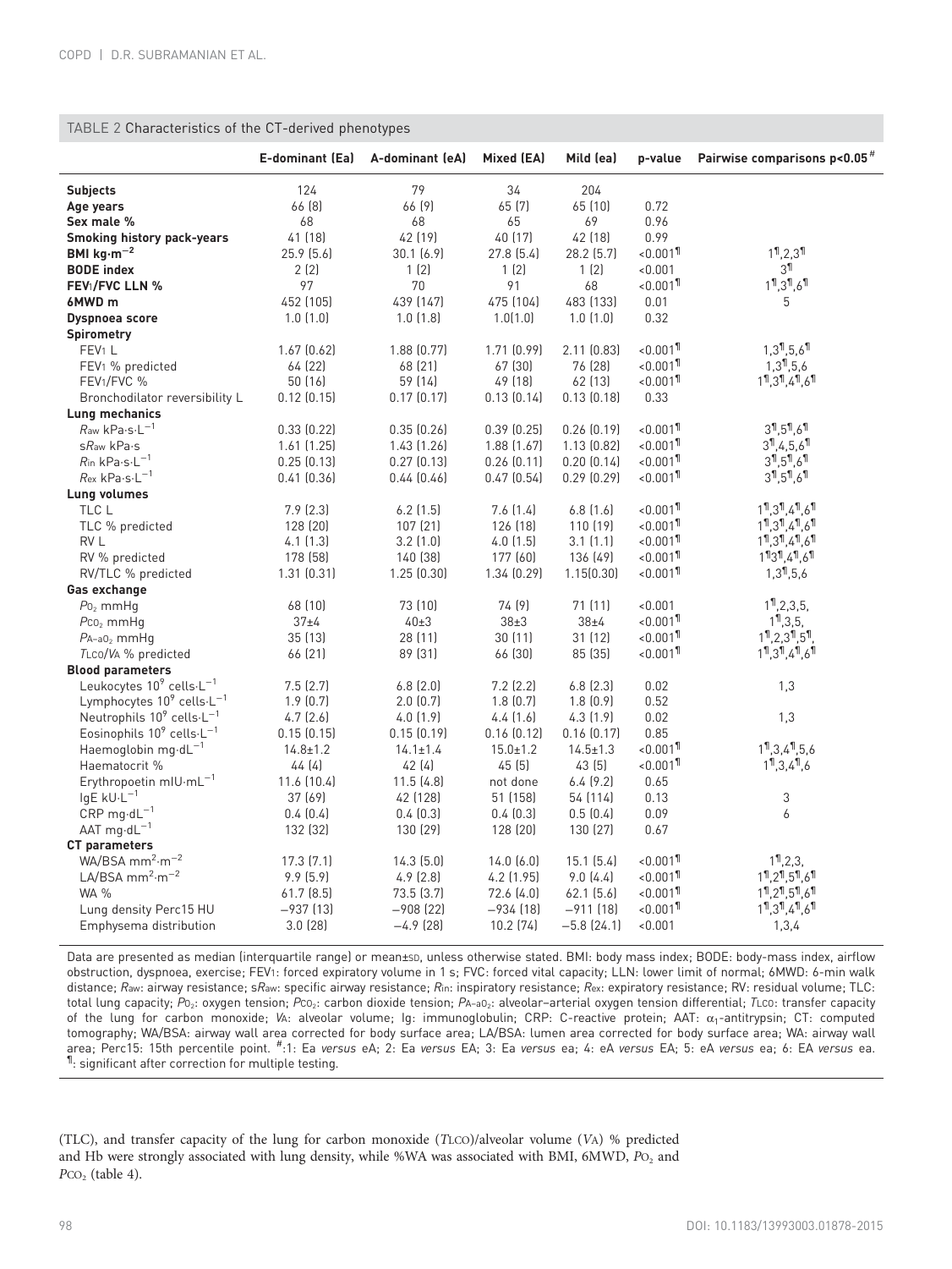TABLE 2 Characteristics of the CT-derived phenotypes

| | E-dominant (Ea) | A-dominant (eA) | Mixed (EA) | Mild (ea) | p-value | Pairwise comparisons p<0.05[#] |
|---|---|---|---|---|---|---|
| **Subjects** | 124 | 79 | 34 | 204 | | |
| **Age years** | 66 (8) | 66 (9) | 65 (7) | 65 (10) | 0.72 | |
| **Sex male %** | 68 | 68 | 65 | 69 | 0.96 | |
| **Smoking history pack-years** | 41 (18) | 42 (19) | 40 (17) | 42 (18) | 0.99 | |
| **BMI kg·m$^{-2}$** | 25.9 (5.6) | 30.1 (6.9) | 27.8 (5.4) | 28.2 (5.7) | <0.001[¶] | 1[¶],2,3[¶] |
| **BODE index** | 2 (2) | 1 (2) | 1 (2) | 1 (2) | <0.001 | 3[¶] |
| **FEV1/FVC LLN %** | 97 | 70 | 91 | 68 | <0.001[¶] | 1[¶],3[¶],6[¶] |
| **6MWD m** | 452 (105) | 439 (147) | 475 (104) | 483 (133) | 0.01 | 5 |
| **Dyspnoea score** | 1.0 (1.0) | 1.0 (1.8) | 1.0(1.0) | 1.0 (1.0) | 0.32 | |
| **Spirometry** | | | | | | |
| FEV1 L | 1.67 (0.62) | 1.88 (0.77) | 1.71 (0.99) | 2.11 (0.83) | <0.001[¶] | 1,3[¶],5,6[¶] |
| FEV1 % predicted | 64 (22) | 68 (21) | 67 (30) | 76 (28) | <0.001[¶] | 1,3[¶],5,6 |
| FEV1/FVC % | 50 (16) | 59 (14) | 49 (18) | 62 (13) | <0.001[¶] | 1[¶],3[¶],4[¶],6[¶] |
| Bronchodilator reversibility L | 0.12 (0.15) | 0.17 (0.17) | 0.13 (0.14) | 0.13 (0.18) | 0.33 | |
| **Lung mechanics** | | | | | | |
| *R*aw kPa·s·L$^{-1}$ | 0.33 (0.22) | 0.35 (0.26) | 0.39 (0.25) | 0.26 (0.19) | <0.001[¶] | 3[¶],5[¶],6[¶] |
| s*R*aw kPa·s | 1.61 (1.25) | 1.43 (1.26) | 1.88 (1.67) | 1.13 (0.82) | <0.001[¶] | 3[¶],4,5,6[¶] |
| *R*in kPa·s·L$^{-1}$ | 0.25 (0.13) | 0.27 (0.13) | 0.26 (0.11) | 0.20 (0.14) | <0.001[¶] | 3[¶],5[¶],6[¶] |
| *R*ex kPa·s·L$^{-1}$ | 0.41 (0.36) | 0.44 (0.46) | 0.47 (0.54) | 0.29 (0.29) | <0.001[¶] | 3[¶],5[¶],6[¶] |
| **Lung volumes** | | | | | | |
| TLC L | 7.9 (2.3) | 6.2 (1.5) | 7.6 (1.4) | 6.8 (1.6) | <0.001[¶] | 1[¶],3[¶],4[¶],6[¶] |
| TLC % predicted | 128 (20) | 107 (21) | 126 (18) | 110 (19) | <0.001[¶] | 1[¶],3[¶],4[¶],6[¶] |
| RV L | 4.1 (1.3) | 3.2 (1.0) | 4.0 (1.5) | 3.1 (1.1) | <0.001[¶] | 1[¶],3[¶],4[¶],6[¶] |
| RV % predicted | 178 (58) | 140 (38) | 177 (60) | 136 (49) | <0.001[¶] | 1[¶]3[¶],4[¶],6[¶] |
| RV/TLC % predicted | 1.31 (0.31) | 1.25 (0.30) | 1.34 (0.29) | 1.15(0.30) | <0.001[¶] | 1,3[¶],5,6 |
| **Gas exchange** | | | | | | |
| $P_{O_2}$ mmHg | 68 (10) | 73 (10) | 74 (9) | 71 (11) | <0.001 | 1[¶],2,3,5, |
| $P_{CO_2}$ mmHg | 37±4 | 40±3 | 38±3 | 38±4 | <0.001[¶] | 1[¶],3,5, |
| $P_{A-aO_2}$ mmHg | 35 (13) | 28 (11) | 30 (11) | 31 (12) | <0.001[¶] | 1[¶],2,3[¶],5[¶], |
| *T*LCO/*V*A % predicted | 66 (21) | 89 (31) | 66 (30) | 85 (35) | <0.001[¶] | 1[¶],3[¶],4[¶],6[¶] |
| **Blood parameters** | | | | | | |
| Leukocytes $10^9$ cells·L$^{-1}$ | 7.5 (2.7) | 6.8 (2.0) | 7.2 (2.2) | 6.8 (2.3) | 0.02 | 1,3 |
| Lymphocytes $10^9$ cells·L$^{-1}$ | 1.9 (0.7) | 2.0 (0.7) | 1.8 (0.7) | 1.8 (0.9) | 0.52 | |
| Neutrophils $10^9$ cells·L$^{-1}$ | 4.7 (2.6) | 4.0 (1.9) | 4.4 (1.6) | 4.3 (1.9) | 0.02 | 1,3 |
| Eosinophils $10^9$ cells·L$^{-1}$ | 0.15 (0.15) | 0.15 (0.19) | 0.16 (0.12) | 0.16 (0.17) | 0.85 | |
| Haemoglobin mg·dL$^{-1}$ | 14.8±1.2 | 14.1±1.4 | 15.0±1.2 | 14.5±1.3 | <0.001[¶] | 1[¶],3,4[¶],5,6 |
| Haematocrit % | 44 (4) | 42 (4) | 45 (5) | 43 (5) | <0.001[¶] | 1[¶],3,4[¶],6 |
| Erythropoetin mIU·mL$^{-1}$ | 11.6 (10.4) | 11.5 (4.8) | not done | 6.4 (9.2) | 0.65 | |
| IgE kU·L$^{-1}$ | 37 (69) | 42 (128) | 51 (158) | 54 (114) | 0.13 | 3 |
| CRP mg·dL$^{-1}$ | 0.4 (0.4) | 0.4 (0.3) | 0.4 (0.3) | 0.5 (0.4) | 0.09 | 6 |
| AAT mg·dL$^{-1}$ | 132 (32) | 130 (29) | 128 (20) | 130 (27) | 0.67 | |
| **CT parameters** | | | | | | |
| WA/BSA mm$^2$·m$^{-2}$ | 17.3 (7.1) | 14.3 (5.0) | 14.0 (6.0) | 15.1 (5.4) | <0.001[¶] | 1[¶],2,3, |
| LA/BSA mm$^2$·m$^{-2}$ | 9.9 (5.9) | 4.9 (2.8) | 4.2 (1.95) | 9.0 (4.4) | <0.001[¶] | 1[¶],2[¶],5[¶],6[¶] |
| WA % | 61.7 (8.5) | 73.5 (3.7) | 72.6 (4.0) | 62.1 (5.6) | <0.001[¶] | 1[¶],2[¶],5[¶],6[¶] |
| Lung density Perc15 HU | −937 (13) | −908 (22) | −934 (18) | −911 (18) | <0.001[¶] | 1[¶],3[¶],4[¶],6[¶] |
| Emphysema distribution | 3.0 (28) | −4.9 (28) | 10.2 (74) | −5.8 (24.1) | <0.001 | 1,3,4 |

Data are presented as median (interquartile range) or mean±SD, unless otherwise stated. BMI: body mass index; BODE: body-mass index, airflow obstruction, dyspnoea, exercise; FEV1: forced expiratory volume in 1 s; FVC: forced vital capacity; LLN: lower limit of normal; 6MWD: 6-min walk distance; *R*aw: airway resistance; s*R*aw: specific airway resistance; *R*in: inspiratory resistance; *R*ex: expiratory resistance; RV: residual volume; TLC: total lung capacity; $P_{O_2}$: oxygen tension; $P_{CO_2}$: carbon dioxide tension; $P_{A-aO_2}$: alveolar–arterial oxygen tension differential; *T*LCO: transfer capacity of the lung for carbon monoxide; *V*A: alveolar volume; Ig: immunoglobulin; CRP: C-reactive protein; AAT: $\alpha_1$-antitrypsin; CT: computed tomography; WA/BSA: airway wall area corrected for body surface area; LA/BSA: lumen area corrected for body surface area; WA: airway wall area; Perc15: 15th percentile point. [#]: 1: Ea *versus* eA; 2: Ea *versus* EA; 3: Ea *versus* ea; 4: eA *versus* EA; 5: eA *versus* ea; 6: EA *versus* ea. [¶]: significant after correction for multiple testing.

(TLC), and transfer capacity of the lung for carbon monoxide (*T*LCO)/alveolar volume (*V*A) % predicted and Hb were strongly associated with lung density, while %WA was associated with BMI, 6MWD, $P_{O_2}$ and $P_{CO_2}$ (table 4).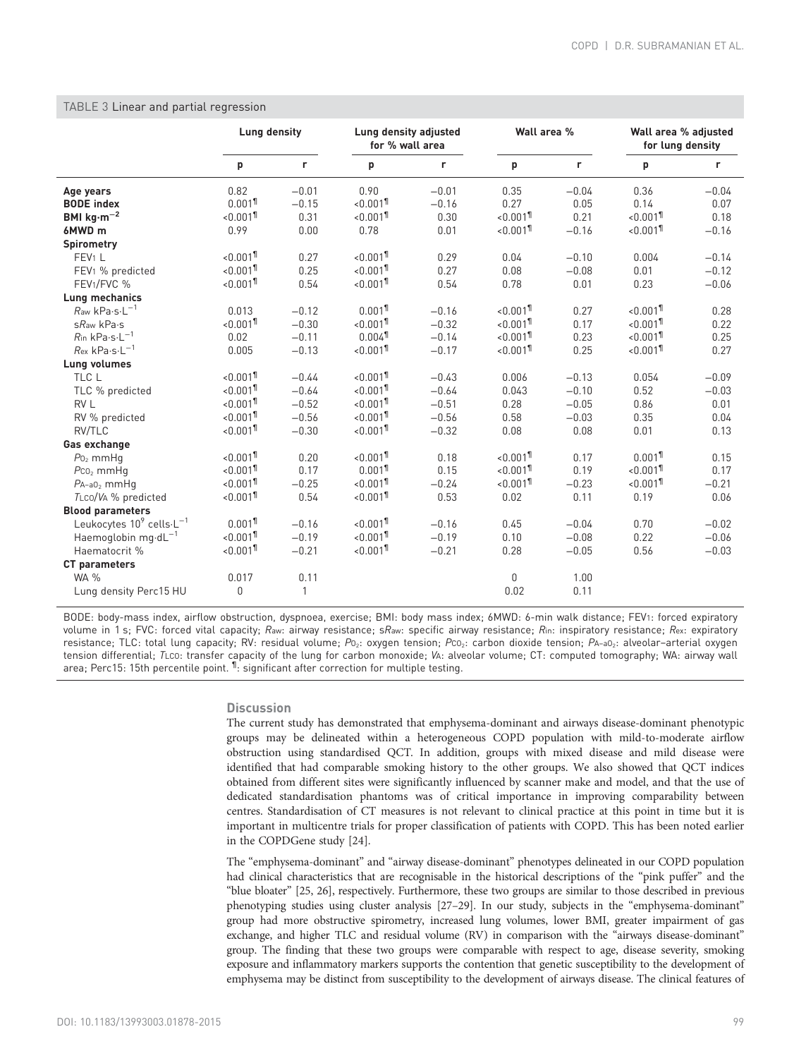TABLE 3 Linear and partial regression

| | Lung density | | Lung density adjusted for % wall area | | Wall area % | | Wall area % adjusted for lung density | |
|---|---|---|---|---|---|---|---|---|
| | p | r | p | r | p | r | p | r |
| **Age years** | 0.82 | −0.01 | 0.90 | −0.01 | 0.35 | −0.04 | 0.36 | −0.04 |
| **BODE index** | 0.001¶ | −0.15 | <0.001¶ | −0.16 | 0.27 | 0.05 | 0.14 | 0.07 |
| **BMI kg·m$^{-2}$** | <0.001¶ | 0.31 | <0.001¶ | 0.30 | <0.001¶ | 0.21 | <0.001¶ | 0.18 |
| **6MWD m** | 0.99 | 0.00 | 0.78 | 0.01 | <0.001¶ | −0.16 | <0.001¶ | −0.16 |
| **Spirometry** | | | | | | | | |
| $FEV_1$ L | <0.001¶ | 0.27 | <0.001¶ | 0.29 | 0.04 | −0.10 | 0.004 | −0.14 |
| $FEV_1$ % predicted | <0.001¶ | 0.25 | <0.001¶ | 0.27 | 0.08 | −0.08 | 0.01 | −0.12 |
| $FEV_1$/FVC % | <0.001¶ | 0.54 | <0.001¶ | 0.54 | 0.78 | 0.01 | 0.23 | −0.06 |
| **Lung mechanics** | | | | | | | | |
| $R_{aw}$ kPa·s·L$^{-1}$ | 0.013 | −0.12 | 0.001¶ | −0.16 | <0.001¶ | 0.27 | <0.001¶ | 0.28 |
| $sR_{aw}$ kPa·s | <0.001¶ | −0.30 | <0.001¶ | −0.32 | <0.001¶ | 0.17 | <0.001¶ | 0.22 |
| $R_{in}$ kPa·s·L$^{-1}$ | 0.02 | −0.11 | 0.004¶ | −0.14 | <0.001¶ | 0.23 | <0.001¶ | 0.25 |
| $R_{ex}$ kPa·s·L$^{-1}$ | 0.005 | −0.13 | <0.001¶ | −0.17 | <0.001¶ | 0.25 | <0.001¶ | 0.27 |
| **Lung volumes** | | | | | | | | |
| TLC L | <0.001¶ | −0.44 | <0.001¶ | −0.43 | 0.006 | −0.13 | 0.054 | −0.09 |
| TLC % predicted | <0.001¶ | −0.64 | <0.001¶ | −0.64 | 0.043 | −0.10 | 0.52 | −0.03 |
| RV L | <0.001¶ | −0.52 | <0.001¶ | −0.51 | 0.28 | −0.05 | 0.86 | 0.01 |
| RV % predicted | <0.001¶ | −0.56 | <0.001¶ | −0.56 | 0.58 | −0.03 | 0.35 | 0.04 |
| RV/TLC | <0.001¶ | −0.30 | <0.001¶ | −0.32 | 0.08 | 0.08 | 0.01 | 0.13 |
| **Gas exchange** | | | | | | | | |
| $P_{O_2}$ mmHg | <0.001¶ | 0.20 | <0.001¶ | 0.18 | <0.001¶ | 0.17 | 0.001¶ | 0.15 |
| $P_{CO_2}$ mmHg | <0.001¶ | 0.17 | 0.001¶ | 0.15 | <0.001¶ | 0.19 | <0.001¶ | 0.17 |
| $P_{A-aO_2}$ mmHg | <0.001¶ | −0.25 | <0.001¶ | −0.24 | <0.001¶ | −0.23 | <0.001¶ | −0.21 |
| $T_{LCO}/V_A$ % predicted | <0.001¶ | 0.54 | <0.001¶ | 0.53 | 0.02 | 0.11 | 0.19 | 0.06 |
| **Blood parameters** | | | | | | | | |
| Leukocytes $10^9$ cells·L$^{-1}$ | 0.001¶ | −0.16 | <0.001¶ | −0.16 | 0.45 | −0.04 | 0.70 | −0.02 |
| Haemoglobin mg·dL$^{-1}$ | <0.001¶ | −0.19 | <0.001¶ | −0.19 | 0.10 | −0.08 | 0.22 | −0.06 |
| Haematocrit % | <0.001¶ | −0.21 | <0.001¶ | −0.21 | 0.28 | −0.05 | 0.56 | −0.03 |
| **CT parameters** | | | | | | | | |
| WA % | 0.017 | 0.11 | | | 0 | 1.00 | | |
| Lung density Perc15 HU | 0 | 1 | | | 0.02 | 0.11 | | |

BODE: body-mass index, airflow obstruction, dyspnoea, exercise; BMI: body mass index; 6MWD: 6-min walk distance; $FEV_1$: forced expiratory volume in 1 s; FVC: forced vital capacity; $R_{aw}$: airway resistance; $sR_{aw}$: specific airway resistance; $R_{in}$: inspiratory resistance; $R_{ex}$: expiratory resistance; TLC: total lung capacity; RV: residual volume; $P_{O_2}$: oxygen tension; $P_{CO_2}$: carbon dioxide tension; $P_{A-aO_2}$: alveolar–arterial oxygen tension differential; $T_{LCO}$: transfer capacity of the lung for carbon monoxide; $V_A$: alveolar volume; CT: computed tomography; WA: airway wall area; Perc15: 15th percentile point. ¶: significant after correction for multiple testing.

## Discussion

The current study has demonstrated that emphysema-dominant and airways disease-dominant phenotypic groups may be delineated within a heterogeneous COPD population with mild-to-moderate airflow obstruction using standardised QCT. In addition, groups with mixed disease and mild disease were identified that had comparable smoking history to the other groups. We also showed that QCT indices obtained from different sites were significantly influenced by scanner make and model, and that the use of dedicated standardisation phantoms was of critical importance in improving comparability between centres. Standardisation of CT measures is not relevant to clinical practice at this point in time but it is important in multicentre trials for proper classification of patients with COPD. This has been noted earlier in the COPDGene study [24].

The "emphysema-dominant" and "airway disease-dominant" phenotypes delineated in our COPD population had clinical characteristics that are recognisable in the historical descriptions of the "pink puffer" and the "blue bloater" [25, 26], respectively. Furthermore, these two groups are similar to those described in previous phenotyping studies using cluster analysis [27–29]. In our study, subjects in the "emphysema-dominant" group had more obstructive spirometry, increased lung volumes, lower BMI, greater impairment of gas exchange, and higher TLC and residual volume (RV) in comparison with the "airways disease-dominant" group. The finding that these two groups were comparable with respect to age, disease severity, smoking exposure and inflammatory markers supports the contention that genetic susceptibility to the development of emphysema may be distinct from susceptibility to the development of airways disease. The clinical features of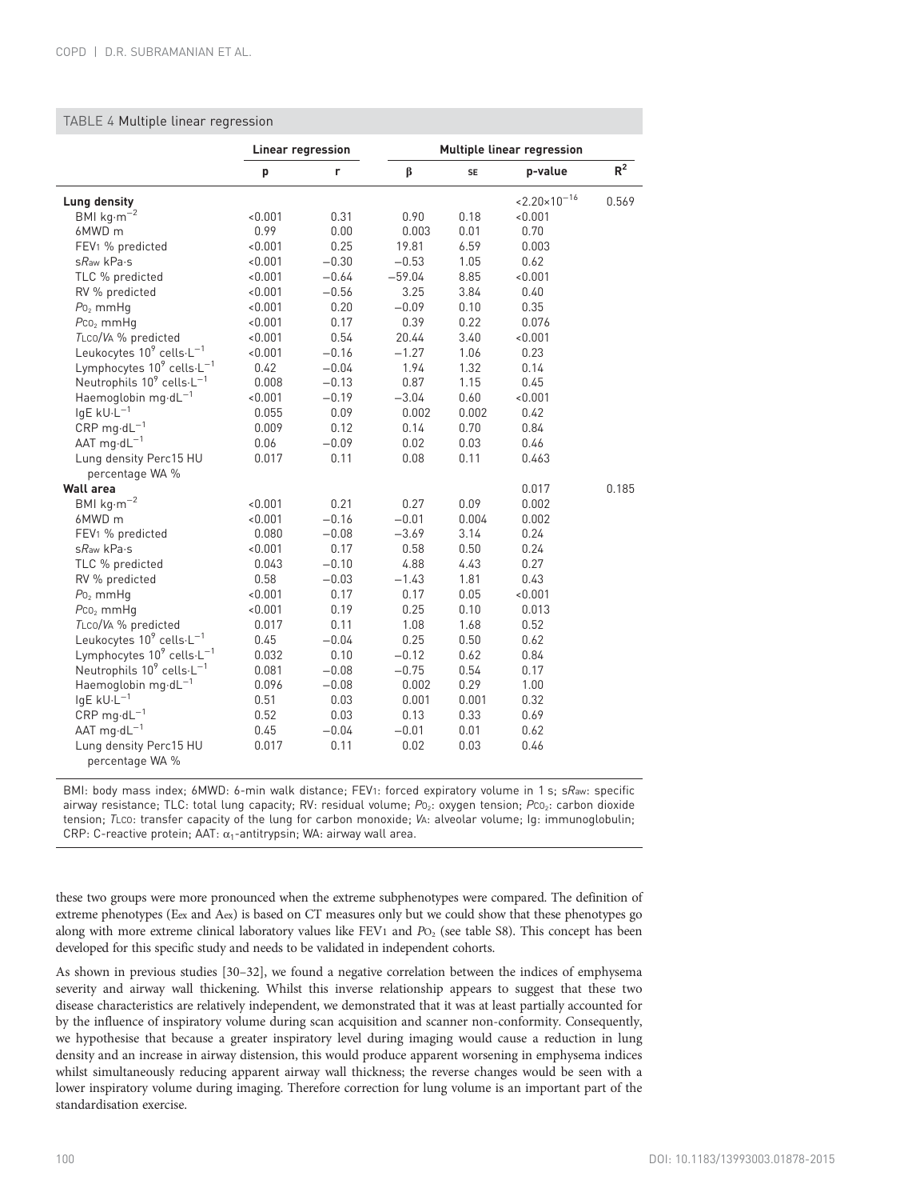TABLE 4 Multiple linear regression

| | Linear regression | | Multiple linear regression | | | |
|---|---|---|---|---|---|---|
| | p | r | β | SE | p-value | $R^2$ |
| **Lung density** | | | | | $<2.20\times10^{-16}$ | 0.569 |
| BMI $kg\cdot m^{-2}$ | <0.001 | 0.31 | 0.90 | 0.18 | <0.001 | |
| 6MWD m | 0.99 | 0.00 | 0.003 | 0.01 | 0.70 | |
| $FEV_1$ % predicted | <0.001 | 0.25 | 19.81 | 6.59 | 0.003 | |
| $sR_{aw}$ kPa·s | <0.001 | −0.30 | −0.53 | 1.05 | 0.62 | |
| TLC % predicted | <0.001 | −0.64 | −59.04 | 8.85 | <0.001 | |
| RV % predicted | <0.001 | −0.56 | 3.25 | 3.84 | 0.40 | |
| $P_{O_2}$ mmHg | <0.001 | 0.20 | −0.09 | 0.10 | 0.35 | |
| $P_{CO_2}$ mmHg | <0.001 | 0.17 | 0.39 | 0.22 | 0.076 | |
| $T_{LCO}/V_A$ % predicted | <0.001 | 0.54 | 20.44 | 3.40 | <0.001 | |
| Leukocytes $10^9$ $cells\cdot L^{-1}$ | <0.001 | −0.16 | −1.27 | 1.06 | 0.23 | |
| Lymphocytes $10^9$ $cells\cdot L^{-1}$ | 0.42 | −0.04 | 1.94 | 1.32 | 0.14 | |
| Neutrophils $10^9$ $cells\cdot L^{-1}$ | 0.008 | −0.13 | 0.87 | 1.15 | 0.45 | |
| Haemoglobin $mg\cdot dL^{-1}$ | <0.001 | −0.19 | −3.04 | 0.60 | <0.001 | |
| IgE $kU\cdot L^{-1}$ | 0.055 | 0.09 | 0.002 | 0.002 | 0.42 | |
| CRP $mg\cdot dL^{-1}$ | 0.009 | 0.12 | 0.14 | 0.70 | 0.84 | |
| AAT $mg\cdot dL^{-1}$ | 0.06 | −0.09 | 0.02 | 0.03 | 0.46 | |
| Lung density Perc15 HU percentage WA % | 0.017 | 0.11 | 0.08 | 0.11 | 0.463 | |
| **Wall area** | | | | | 0.017 | 0.185 |
| BMI $kg\cdot m^{-2}$ | <0.001 | 0.21 | 0.27 | 0.09 | 0.002 | |
| 6MWD m | <0.001 | −0.16 | −0.01 | 0.004 | 0.002 | |
| $FEV_1$ % predicted | 0.080 | −0.08 | −3.69 | 3.14 | 0.24 | |
| $sR_{aw}$ kPa·s | <0.001 | 0.17 | 0.58 | 0.50 | 0.24 | |
| TLC % predicted | 0.043 | −0.10 | 4.88 | 4.43 | 0.27 | |
| RV % predicted | 0.58 | −0.03 | −1.43 | 1.81 | 0.43 | |
| $P_{O_2}$ mmHg | <0.001 | 0.17 | 0.17 | 0.05 | <0.001 | |
| $P_{CO_2}$ mmHg | <0.001 | 0.19 | 0.25 | 0.10 | 0.013 | |
| $T_{LCO}/V_A$ % predicted | 0.017 | 0.11 | 1.08 | 1.68 | 0.52 | |
| Leukocytes $10^9$ $cells\cdot L^{-1}$ | 0.45 | −0.04 | 0.25 | 0.50 | 0.62 | |
| Lymphocytes $10^9$ $cells\cdot L^{-1}$ | 0.032 | 0.10 | −0.12 | 0.62 | 0.84 | |
| Neutrophils $10^9$ $cells\cdot L^{-1}$ | 0.081 | −0.08 | −0.75 | 0.54 | 0.17 | |
| Haemoglobin $mg\cdot dL^{-1}$ | 0.096 | −0.08 | 0.002 | 0.29 | 1.00 | |
| IgE $kU\cdot L^{-1}$ | 0.51 | 0.03 | 0.001 | 0.001 | 0.32 | |
| CRP $mg\cdot dL^{-1}$ | 0.52 | 0.03 | 0.13 | 0.33 | 0.69 | |
| AAT $mg\cdot dL^{-1}$ | 0.45 | −0.04 | −0.01 | 0.01 | 0.62 | |
| Lung density Perc15 HU percentage WA % | 0.017 | 0.11 | 0.02 | 0.03 | 0.46 | |

BMI: body mass index; 6MWD: 6-min walk distance; $FEV_1$: forced expiratory volume in 1 s; $sR_{aw}$: specific airway resistance; TLC: total lung capacity; RV: residual volume; $P_{O_2}$: oxygen tension; $P_{CO_2}$: carbon dioxide tension; $T_{LCO}$: transfer capacity of the lung for carbon monoxide; $V_A$: alveolar volume; Ig: immunoglobulin; CRP: C-reactive protein; AAT: $\alpha_1$-antitrypsin; WA: airway wall area.

these two groups were more pronounced when the extreme subphenotypes were compared. The definition of extreme phenotypes ($E_{ex}$ and $A_{ex}$) is based on CT measures only but we could show that these phenotypes go along with more extreme clinical laboratory values like $FEV_1$ and $P_{O_2}$ (see table S8). This concept has been developed for this specific study and needs to be validated in independent cohorts.

As shown in previous studies [30–32], we found a negative correlation between the indices of emphysema severity and airway wall thickening. Whilst this inverse relationship appears to suggest that these two disease characteristics are relatively independent, we demonstrated that it was at least partially accounted for by the influence of inspiratory volume during scan acquisition and scanner non-conformity. Consequently, we hypothesise that because a greater inspiratory level during imaging would cause a reduction in lung density and an increase in airway distension, this would produce apparent worsening in emphysema indices whilst simultaneously reducing apparent airway wall thickness; the reverse changes would be seen with a lower inspiratory volume during imaging. Therefore correction for lung volume is an important part of the standardisation exercise.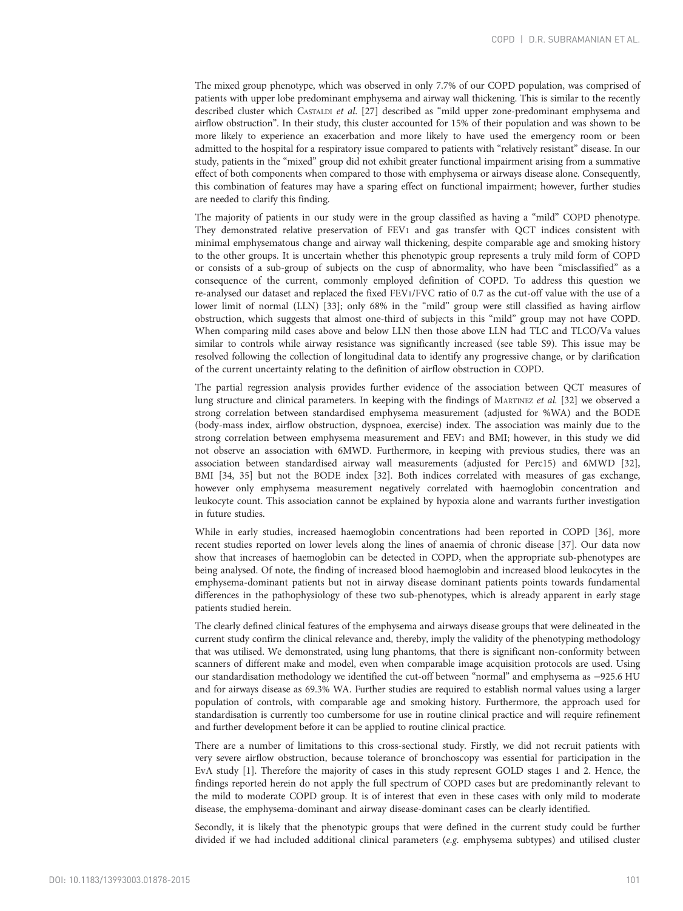The mixed group phenotype, which was observed in only 7.7% of our COPD population, was comprised of patients with upper lobe predominant emphysema and airway wall thickening. This is similar to the recently described cluster which CASTALDI *et al.* [27] described as "mild upper zone-predominant emphysema and airflow obstruction". In their study, this cluster accounted for 15% of their population and was shown to be more likely to experience an exacerbation and more likely to have used the emergency room or been admitted to the hospital for a respiratory issue compared to patients with "relatively resistant" disease. In our study, patients in the "mixed" group did not exhibit greater functional impairment arising from a summative effect of both components when compared to those with emphysema or airways disease alone. Consequently, this combination of features may have a sparing effect on functional impairment; however, further studies are needed to clarify this finding.

The majority of patients in our study were in the group classified as having a "mild" COPD phenotype. They demonstrated relative preservation of $FEV_1$ and gas transfer with QCT indices consistent with minimal emphysematous change and airway wall thickening, despite comparable age and smoking history to the other groups. It is uncertain whether this phenotypic group represents a truly mild form of COPD or consists of a sub-group of subjects on the cusp of abnormality, who have been "misclassified" as a consequence of the current, commonly employed definition of COPD. To address this question we re-analysed our dataset and replaced the fixed $FEV_1$/FVC ratio of 0.7 as the cut-off value with the use of a lower limit of normal (LLN) [33]; only 68% in the "mild" group were still classified as having airflow obstruction, which suggests that almost one-third of subjects in this "mild" group may not have COPD. When comparing mild cases above and below LLN then those above LLN had TLC and TLCO/Va values similar to controls while airway resistance was significantly increased (see table S9). This issue may be resolved following the collection of longitudinal data to identify any progressive change, or by clarification of the current uncertainty relating to the definition of airflow obstruction in COPD.

The partial regression analysis provides further evidence of the association between QCT measures of lung structure and clinical parameters. In keeping with the findings of MARTINEZ *et al.* [32] we observed a strong correlation between standardised emphysema measurement (adjusted for %WA) and the BODE (body-mass index, airflow obstruction, dyspnoea, exercise) index. The association was mainly due to the strong correlation between emphysema measurement and $FEV_1$ and BMI; however, in this study we did not observe an association with 6MWD. Furthermore, in keeping with previous studies, there was an association between standardised airway wall measurements (adjusted for Perc15) and 6MWD [32], BMI [34, 35] but not the BODE index [32]. Both indices correlated with measures of gas exchange, however only emphysema measurement negatively correlated with haemoglobin concentration and leukocyte count. This association cannot be explained by hypoxia alone and warrants further investigation in future studies.

While in early studies, increased haemoglobin concentrations had been reported in COPD [36], more recent studies reported on lower levels along the lines of anaemia of chronic disease [37]. Our data now show that increases of haemoglobin can be detected in COPD, when the appropriate sub-phenotypes are being analysed. Of note, the finding of increased blood haemoglobin and increased blood leukocytes in the emphysema-dominant patients but not in airway disease dominant patients points towards fundamental differences in the pathophysiology of these two sub-phenotypes, which is already apparent in early stage patients studied herein.

The clearly defined clinical features of the emphysema and airways disease groups that were delineated in the current study confirm the clinical relevance and, thereby, imply the validity of the phenotyping methodology that was utilised. We demonstrated, using lung phantoms, that there is significant non-conformity between scanners of different make and model, even when comparable image acquisition protocols are used. Using our standardisation methodology we identified the cut-off between "normal" and emphysema as −925.6 HU and for airways disease as 69.3% WA. Further studies are required to establish normal values using a larger population of controls, with comparable age and smoking history. Furthermore, the approach used for standardisation is currently too cumbersome for use in routine clinical practice and will require refinement and further development before it can be applied to routine clinical practice.

There are a number of limitations to this cross-sectional study. Firstly, we did not recruit patients with very severe airflow obstruction, because tolerance of bronchoscopy was essential for participation in the EvA study [1]. Therefore the majority of cases in this study represent GOLD stages 1 and 2. Hence, the findings reported herein do not apply the full spectrum of COPD cases but are predominantly relevant to the mild to moderate COPD group. It is of interest that even in these cases with only mild to moderate disease, the emphysema-dominant and airway disease-dominant cases can be clearly identified.

Secondly, it is likely that the phenotypic groups that were defined in the current study could be further divided if we had included additional clinical parameters (*e.g.* emphysema subtypes) and utilised cluster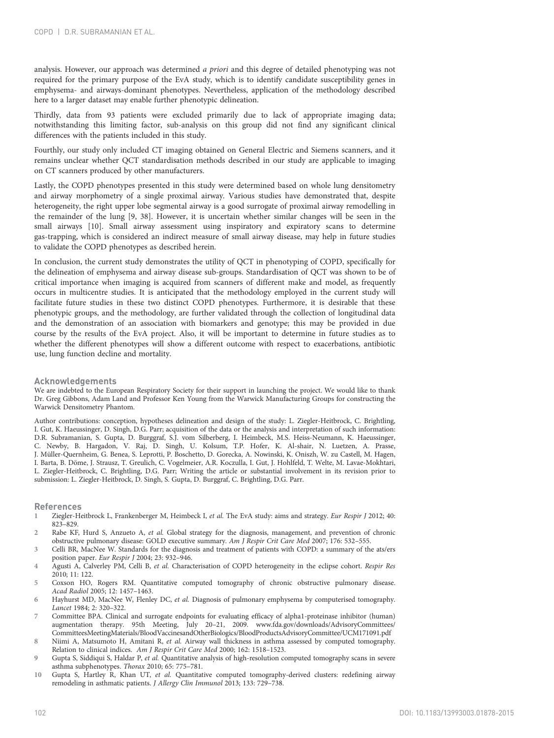analysis. However, our approach was determined *a priori* and this degree of detailed phenotyping was not required for the primary purpose of the EvA study, which is to identify candidate susceptibility genes in emphysema- and airways-dominant phenotypes. Nevertheless, application of the methodology described here to a larger dataset may enable further phenotypic delineation.

Thirdly, data from 93 patients were excluded primarily due to lack of appropriate imaging data; notwithstanding this limiting factor, sub-analysis on this group did not find any significant clinical differences with the patients included in this study.

Fourthly, our study only included CT imaging obtained on General Electric and Siemens scanners, and it remains unclear whether QCT standardisation methods described in our study are applicable to imaging on CT scanners produced by other manufacturers.

Lastly, the COPD phenotypes presented in this study were determined based on whole lung densitometry and airway morphometry of a single proximal airway. Various studies have demonstrated that, despite heterogeneity, the right upper lobe segmental airway is a good surrogate of proximal airway remodelling in the remainder of the lung [9, 38]. However, it is uncertain whether similar changes will be seen in the small airways [10]. Small airway assessment using inspiratory and expiratory scans to determine gas-trapping, which is considered an indirect measure of small airway disease, may help in future studies to validate the COPD phenotypes as described herein.

In conclusion, the current study demonstrates the utility of QCT in phenotyping of COPD, specifically for the delineation of emphysema and airway disease sub-groups. Standardisation of QCT was shown to be of critical importance when imaging is acquired from scanners of different make and model, as frequently occurs in multicentre studies. It is anticipated that the methodology employed in the current study will facilitate future studies in these two distinct COPD phenotypes. Furthermore, it is desirable that these phenotypic groups, and the methodology, are further validated through the collection of longitudinal data and the demonstration of an association with biomarkers and genotype; this may be provided in due course by the results of the EvA project. Also, it will be important to determine in future studies as to whether the different phenotypes will show a different outcome with respect to exacerbations, antibiotic use, lung function decline and mortality.

## Acknowledgements

We are indebted to the European Respiratory Society for their support in launching the project. We would like to thank Dr. Greg Gibbons, Adam Land and Professor Ken Young from the Warwick Manufacturing Groups for constructing the Warwick Densitometry Phantom.

Author contributions: conception, hypotheses delineation and design of the study: L. Ziegler-Heitbrock, C. Brightling, I. Gut, K. Haeussinger, D. Singh, D.G. Parr; acquisition of the data or the analysis and interpretation of such information: D.R. Subramanian, S. Gupta, D. Burggraf, S.J. vom Silberberg, I. Heimbeck, M.S. Heiss-Neumann, K. Haeussinger, C. Newby, B. Hargadon, V. Raj, D. Singh, U. Kolsum, T.P. Hofer, K. Al-shair, N. Luetzen, A. Prasse, J. Müller-Quernheim, G. Benea, S. Leprotti, P. Boschetto, D. Gorecka, A. Nowinski, K. Oniszh, W. zu Castell, M. Hagen, I. Barta, B. Döme, J. Strausz, T. Greulich, C. Vogelmeier, A.R. Koczulla, I. Gut, J. Hohlfeld, T. Welte, M. Lavae-Mokhtari, L. Ziegler-Heitbrock, C. Brightling, D.G. Parr; Writing the article or substantial involvement in its revision prior to submission: L. Ziegler-Heitbrock, D. Singh, S. Gupta, D. Burggraf, C. Brightling, D.G. Parr.

## References

1. Ziegler-Heitbrock L, Frankenberger M, Heimbeck I, *et al.* The EvA study: aims and strategy. *Eur Respir J* 2012; 40: 823–829.
2. Rabe KF, Hurd S, Anzueto A, *et al.* Global strategy for the diagnosis, management, and prevention of chronic obstructive pulmonary disease: GOLD executive summary. *Am J Respir Crit Care Med* 2007; 176: 532–555.
3. Celli BR, MacNee W. Standards for the diagnosis and treatment of patients with COPD: a summary of the ats/ers position paper. *Eur Respir J* 2004; 23: 932–946.
4. Agusti A, Calverley PM, Celli B, *et al.* Characterisation of COPD heterogeneity in the eclipse cohort. *Respir Res* 2010; 11: 122.
5. Coxson HO, Rogers RM. Quantitative computed tomography of chronic obstructive pulmonary disease. *Acad Radiol* 2005; 12: 1457–1463.
6. Hayhurst MD, MacNee W, Flenley DC, *et al.* Diagnosis of pulmonary emphysema by computerised tomography. *Lancet* 1984; 2: 320–322.
7. Committee BPA. Clinical and surrogate endpoints for evaluating efficacy of alpha1-proteinase inhibitor (human) augmentation therapy. 95th Meeting, July 20–21, 2009. www.fda.gov/downloads/AdvisoryCommittees/CommitteesMeetingMaterials/BloodVaccinesandOtherBiologics/BloodProductsAdvisoryCommittee/UCM171091.pdf
8. Niimi A, Matsumoto H, Amitani R, *et al.* Airway wall thickness in asthma assessed by computed tomography. Relation to clinical indices. *Am J Respir Crit Care Med* 2000; 162: 1518–1523.
9. Gupta S, Siddiqui S, Haldar P, *et al.* Quantitative analysis of high-resolution computed tomography scans in severe asthma subphenotypes. *Thorax* 2010; 65: 775–781.
10. Gupta S, Hartley R, Khan UT, *et al.* Quantitative computed tomography-derived clusters: redefining airway remodeling in asthmatic patients. *J Allergy Clin Immunol* 2013; 133: 729–738.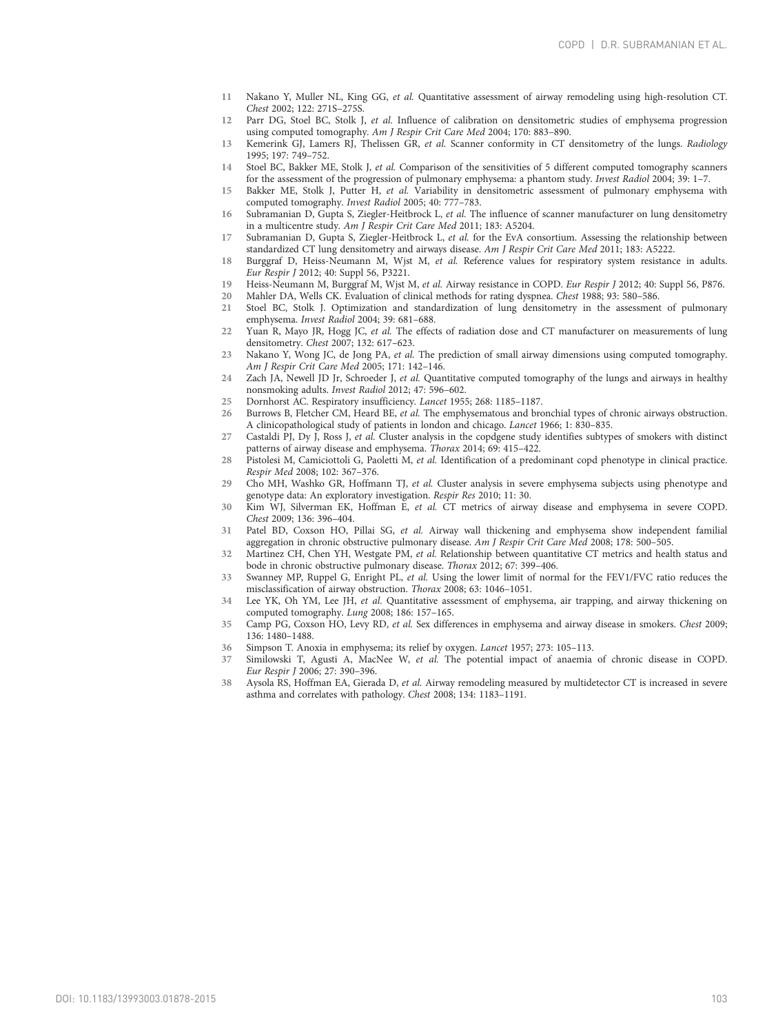11 Nakano Y, Muller NL, King GG, *et al.* Quantitative assessment of airway remodeling using high-resolution CT. *Chest* 2002; 122: 271S–275S.

12 Parr DG, Stoel BC, Stolk J, *et al.* Influence of calibration on densitometric studies of emphysema progression using computed tomography. *Am J Respir Crit Care Med* 2004; 170: 883–890.

13 Kemerink GJ, Lamers RJ, Thelissen GR, *et al.* Scanner conformity in CT densitometry of the lungs. *Radiology* 1995; 197: 749–752.

14 Stoel BC, Bakker ME, Stolk J, *et al.* Comparison of the sensitivities of 5 different computed tomography scanners for the assessment of the progression of pulmonary emphysema: a phantom study. *Invest Radiol* 2004; 39: 1–7.

15 Bakker ME, Stolk J, Putter H, *et al.* Variability in densitometric assessment of pulmonary emphysema with computed tomography. *Invest Radiol* 2005; 40: 777–783.

16 Subramanian D, Gupta S, Ziegler-Heitbrock L, *et al.* The influence of scanner manufacturer on lung densitometry in a multicentre study. *Am J Respir Crit Care Med* 2011; 183: A5204.

17 Subramanian D, Gupta S, Ziegler-Heitbrock L, *et al.* for the EvA consortium. Assessing the relationship between standardized CT lung densitometry and airways disease. *Am J Respir Crit Care Med* 2011; 183: A5222.

18 Burggraf D, Heiss-Neumann M, Wjst M, *et al.* Reference values for respiratory system resistance in adults. *Eur Respir J* 2012; 40: Suppl 56, P3221.

19 Heiss-Neumann M, Burggraf M, Wjst M, *et al.* Airway resistance in COPD. *Eur Respir J* 2012; 40: Suppl 56, P876.

20 Mahler DA, Wells CK. Evaluation of clinical methods for rating dyspnea. *Chest* 1988; 93: 580–586.

21 Stoel BC, Stolk J. Optimization and standardization of lung densitometry in the assessment of pulmonary emphysema. *Invest Radiol* 2004; 39: 681–688.

22 Yuan R, Mayo JR, Hogg JC, *et al.* The effects of radiation dose and CT manufacturer on measurements of lung densitometry. *Chest* 2007; 132: 617–623.

23 Nakano Y, Wong JC, de Jong PA, *et al.* The prediction of small airway dimensions using computed tomography. *Am J Respir Crit Care Med* 2005; 171: 142–146.

24 Zach JA, Newell JD Jr, Schroeder J, *et al.* Quantitative computed tomography of the lungs and airways in healthy nonsmoking adults. *Invest Radiol* 2012; 47: 596–602.

25 Dornhorst AC. Respiratory insufficiency. *Lancet* 1955; 268: 1185–1187.

26 Burrows B, Fletcher CM, Heard BE, *et al.* The emphysematous and bronchial types of chronic airways obstruction. A clinicopathological study of patients in london and chicago. *Lancet* 1966; 1: 830–835.

27 Castaldi PJ, Dy J, Ross J, *et al.* Cluster analysis in the copdgene study identifies subtypes of smokers with distinct patterns of airway disease and emphysema. *Thorax* 2014; 69: 415–422.

28 Pistolesi M, Camiciottoli G, Paoletti M, *et al.* Identification of a predominant copd phenotype in clinical practice. *Respir Med* 2008; 102: 367–376.

29 Cho MH, Washko GR, Hoffmann TJ, *et al.* Cluster analysis in severe emphysema subjects using phenotype and genotype data: An exploratory investigation. *Respir Res* 2010; 11: 30.

30 Kim WJ, Silverman EK, Hoffman E, *et al.* CT metrics of airway disease and emphysema in severe COPD. *Chest* 2009; 136: 396–404.

31 Patel BD, Coxson HO, Pillai SG, *et al.* Airway wall thickening and emphysema show independent familial aggregation in chronic obstructive pulmonary disease. *Am J Respir Crit Care Med* 2008; 178: 500–505.

32 Martinez CH, Chen YH, Westgate PM, *et al.* Relationship between quantitative CT metrics and health status and bode in chronic obstructive pulmonary disease. *Thorax* 2012; 67: 399–406.

33 Swanney MP, Ruppel G, Enright PL, *et al.* Using the lower limit of normal for the FEV1/FVC ratio reduces the misclassification of airway obstruction. *Thorax* 2008; 63: 1046–1051.

34 Lee YK, Oh YM, Lee JH, *et al.* Quantitative assessment of emphysema, air trapping, and airway thickening on computed tomography. *Lung* 2008; 186: 157–165.

35 Camp PG, Coxson HO, Levy RD, *et al.* Sex differences in emphysema and airway disease in smokers. *Chest* 2009; 136: 1480–1488.

36 Simpson T. Anoxia in emphysema; its relief by oxygen. *Lancet* 1957; 273: 105–113.

37 Similowski T, Agusti A, MacNee W, *et al.* The potential impact of anaemia of chronic disease in COPD. *Eur Respir J* 2006; 27: 390–396.

38 Aysola RS, Hoffman EA, Gierada D, *et al.* Airway remodeling measured by multidetector CT is increased in severe asthma and correlates with pathology. *Chest* 2008; 134: 1183–1191.